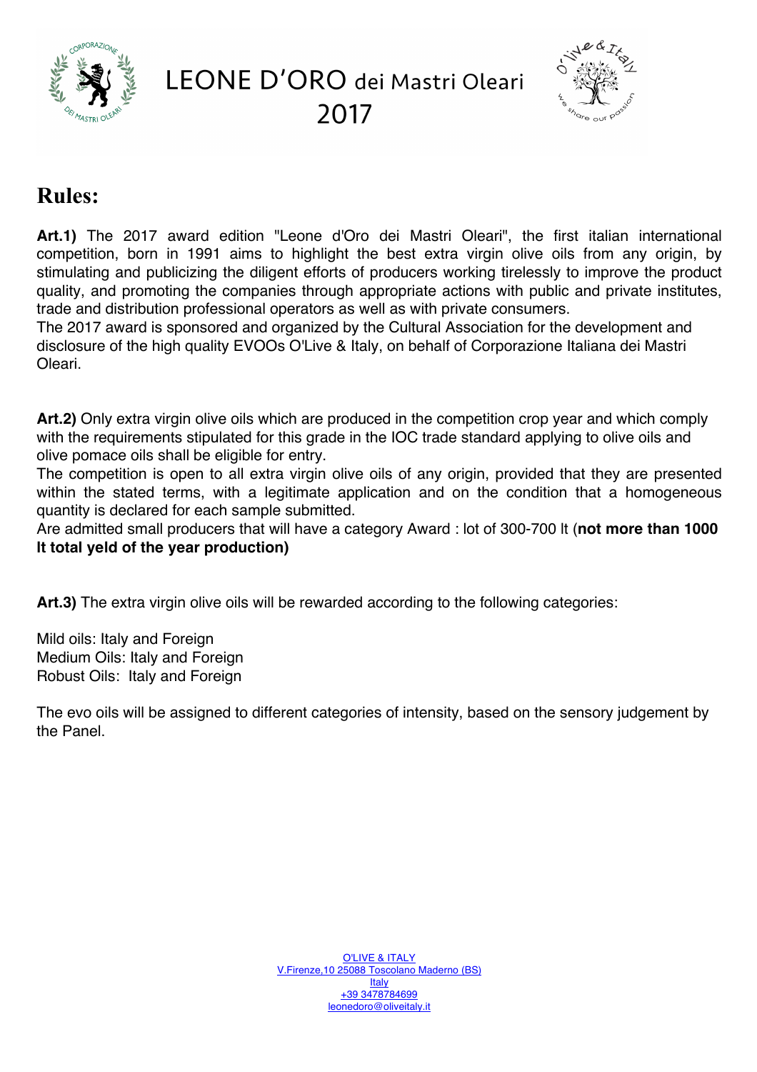# LEONE D'ORO dei Mastri Oleari 2017

## Rules:

**Art.1)** The 2017 award edition "Leone d'Oro dei Mastri Oleari", the first italian international competition, born in 1991 aims to highlight the best extra virgin olive oils from any origin, by stimulating and publicizing the diligent efforts of producers working tirelessly to improve the product quality, and promoting the companies through appropriate actions with public and private institutes, trade and distribution professional operators as well as with private consumers.
The 2017 award is sponsored and organized by the Cultural Association for the development and disclosure of the high quality EVOOs O'Live & Italy, on behalf of Corporazione Italiana dei Mastri Oleari.

**Art.2)** Only extra virgin olive oils which are produced in the competition crop year and which comply with the requirements stipulated for this grade in the IOC trade standard applying to olive oils and olive pomace oils shall be eligible for entry.
The competition is open to all extra virgin olive oils of any origin, provided that they are presented within the stated terms, with a legitimate application and on the condition that a homogeneous quantity is declared for each sample submitted.
Are admitted small producers that will have a category Award : lot of 300-700 lt (**not more than 1000 lt total yeld of the year production)**

**Art.3)** The extra virgin olive oils will be rewarded according to the following categories:

Mild oils: Italy and Foreign
Medium Oils: Italy and Foreign
Robust Oils: Italy and Foreign

The evo oils will be assigned to different categories of intensity, based on the sensory judgement by the Panel.

O'LIVE & ITALY
V.Firenze,10 25088 Toscolano Maderno (BS)
Italy
+39 3478784699
leonedoro@oliveitaly.it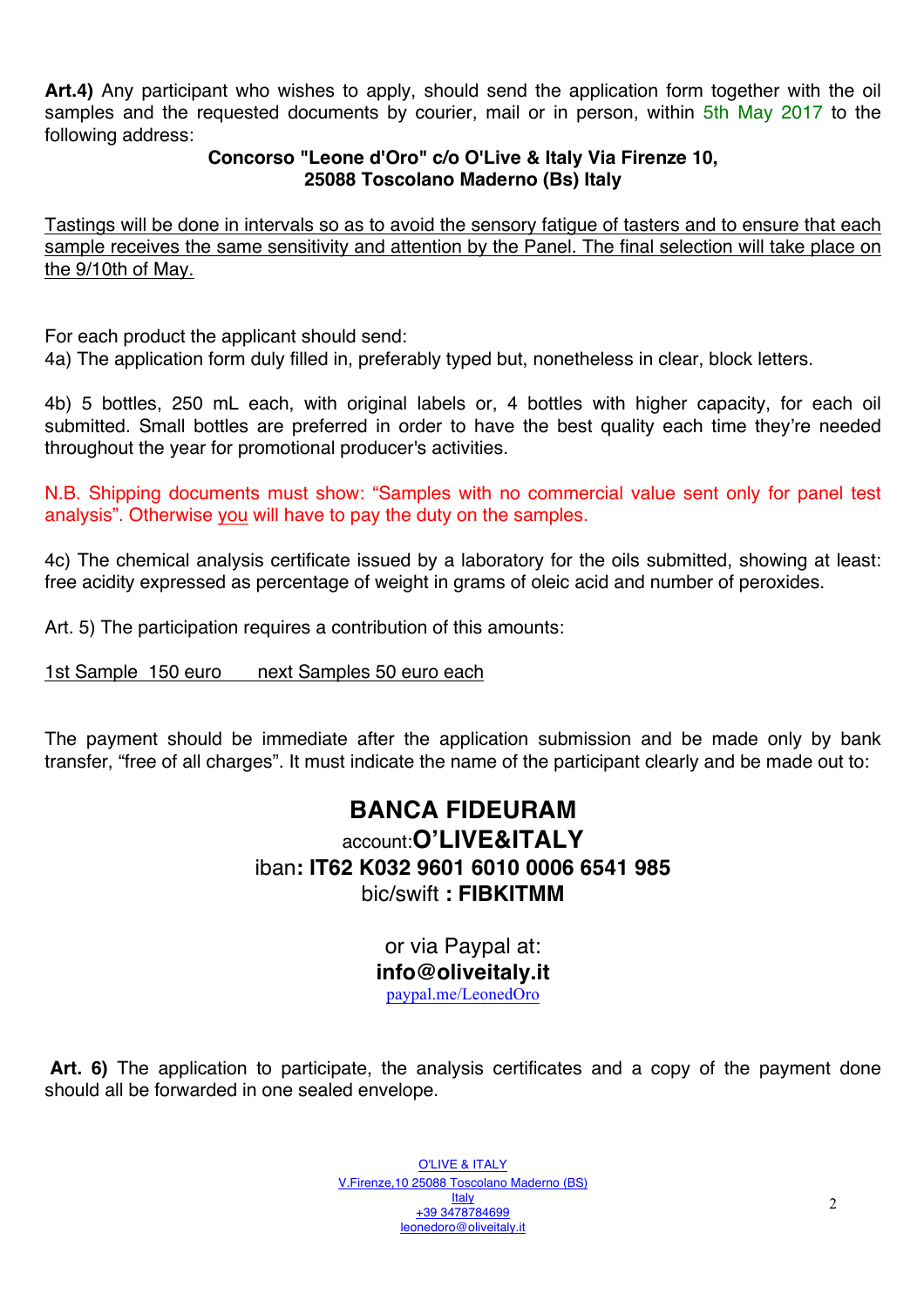**Art.4)** Any participant who wishes to apply, should send the application form together with the oil samples and the requested documents by courier, mail or in person, within 5th May 2017 to the following address:

**Concorso "Leone d'Oro" c/o O'Live & Italy Via Firenze 10,**
**25088 Toscolano Maderno (Bs) Italy**

Tastings will be done in intervals so as to avoid the sensory fatigue of tasters and to ensure that each sample receives the same sensitivity and attention by the Panel. The final selection will take place on the 9/10th of May.

For each product the applicant should send:
4a) The application form duly filled in, preferably typed but, nonetheless in clear, block letters.

4b) 5 bottles, 250 mL each, with original labels or, 4 bottles with higher capacity, for each oil submitted. Small bottles are preferred in order to have the best quality each time they're needed throughout the year for promotional producer's activities.

N.B. Shipping documents must show: "Samples with no commercial value sent only for panel test analysis". Otherwise you will have to pay the duty on the samples.

4c) The chemical analysis certificate issued by a laboratory for the oils submitted, showing at least: free acidity expressed as percentage of weight in grams of oleic acid and number of peroxides.

Art. 5) The participation requires a contribution of this amounts:

1st Sample 150 euro next Samples 50 euro each

The payment should be immediate after the application submission and be made only by bank transfer, "free of all charges". It must indicate the name of the participant clearly and be made out to:

**BANCA FIDEURAM**
account:**O'LIVE&ITALY**
iban**: IT62 K032 9601 6010 0006 6541 985**
bic/swift **: FIBKITMM**

or via Paypal at:
**info@oliveitaly.it**
paypal.me/LeonedOro

**Art. 6)** The application to participate, the analysis certificates and a copy of the payment done should all be forwarded in one sealed envelope.

O'LIVE & ITALY
V.Firenze,10 25088 Toscolano Maderno (BS)
Italy
+39 3478784699
leonedoro@oliveitaly.it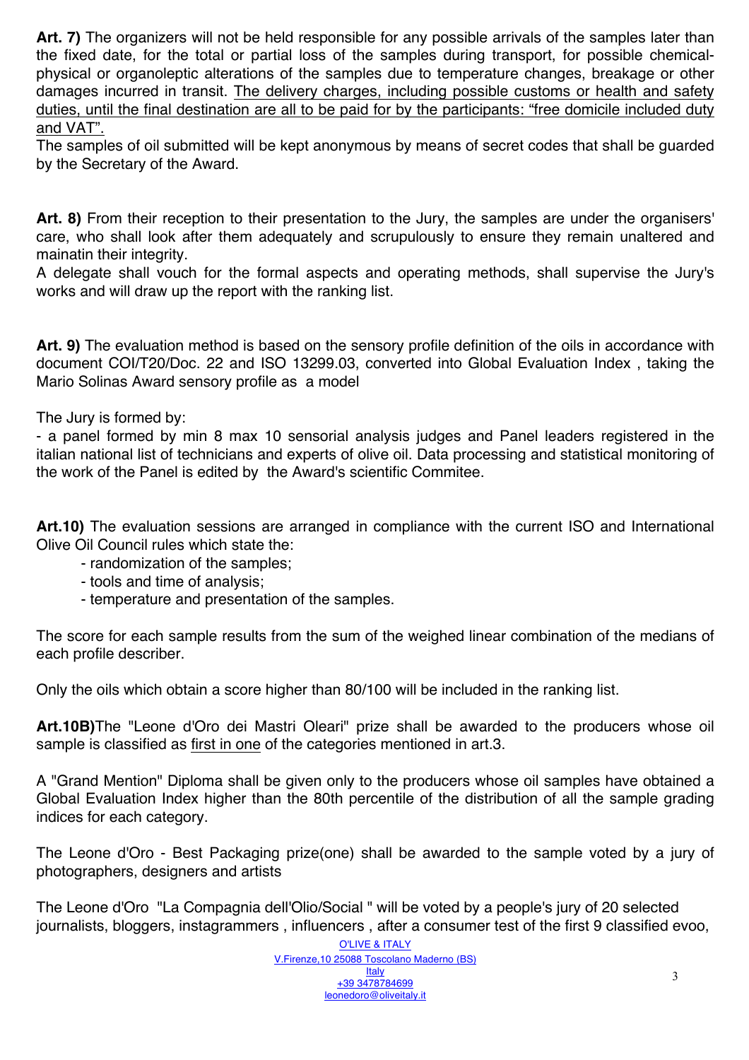**Art. 7)** The organizers will not be held responsible for any possible arrivals of the samples later than the fixed date, for the total or partial loss of the samples during transport, for possible chemical-physical or organoleptic alterations of the samples due to temperature changes, breakage or other damages incurred in transit. The delivery charges, including possible customs or health and safety duties, until the final destination are all to be paid for by the participants: "free domicile included duty and VAT".

The samples of oil submitted will be kept anonymous by means of secret codes that shall be guarded by the Secretary of the Award.

**Art. 8)** From their reception to their presentation to the Jury, the samples are under the organisers' care, who shall look after them adequately and scrupulously to ensure they remain unaltered and mainatin their integrity.

A delegate shall vouch for the formal aspects and operating methods, shall supervise the Jury's works and will draw up the report with the ranking list.

**Art. 9)** The evaluation method is based on the sensory profile definition of the oils in accordance with document COI/T20/Doc. 22 and ISO 13299.03, converted into Global Evaluation Index , taking the Mario Solinas Award sensory profile as a model

The Jury is formed by:

- a panel formed by min 8 max 10 sensorial analysis judges and Panel leaders registered in the italian national list of technicians and experts of olive oil. Data processing and statistical monitoring of the work of the Panel is edited by the Award's scientific Commitee.

**Art.10)** The evaluation sessions are arranged in compliance with the current ISO and International Olive Oil Council rules which state the:

- randomization of the samples;
- tools and time of analysis;
- temperature and presentation of the samples.

The score for each sample results from the sum of the weighed linear combination of the medians of each profile describer.

Only the oils which obtain a score higher than 80/100 will be included in the ranking list.

**Art.10B)**The "Leone d'Oro dei Mastri Oleari" prize shall be awarded to the producers whose oil sample is classified as first in one of the categories mentioned in art.3.

A "Grand Mention" Diploma shall be given only to the producers whose oil samples have obtained a Global Evaluation Index higher than the 80th percentile of the distribution of all the sample grading indices for each category.

The Leone d'Oro - Best Packaging prize(one) shall be awarded to the sample voted by a jury of photographers, designers and artists

The Leone d'Oro "La Compagnia dell'Olio/Social " will be voted by a people's jury of 20 selected journalists, bloggers, instagrammers , influencers , after a consumer test of the first 9 classified evoo,

O'LIVE & ITALY
V.Firenze,10 25088 Toscolano Maderno (BS)
Italy
+39 3478784699
leonedoro@oliveitaly.it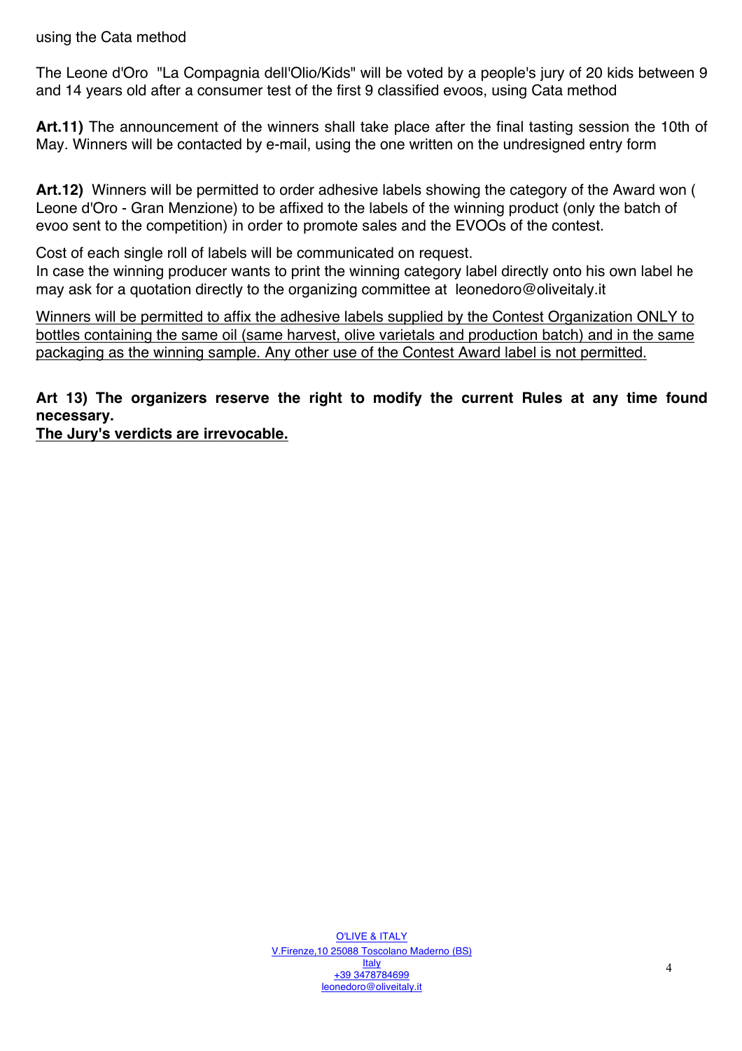using the Cata method

The Leone d'Oro "La Compagnia dell'Olio/Kids" will be voted by a people's jury of 20 kids between 9 and 14 years old after a consumer test of the first 9 classified evoos, using Cata method

**Art.11)** The announcement of the winners shall take place after the final tasting session the 10th of May. Winners will be contacted by e-mail, using the one written on the undresigned entry form

**Art.12)** Winners will be permitted to order adhesive labels showing the category of the Award won ( Leone d'Oro - Gran Menzione) to be affixed to the labels of the winning product (only the batch of evoo sent to the competition) in order to promote sales and the EVOOs of the contest.

Cost of each single roll of labels will be communicated on request.
In case the winning producer wants to print the winning category label directly onto his own label he may ask for a quotation directly to the organizing committee at leonedoro@oliveitaly.it

<u>Winners will be permitted to affix the adhesive labels supplied by the Contest Organization ONLY to bottles containing the same oil (same harvest, olive varietals and production batch) and in the same packaging as the winning sample. Any other use of the Contest Award label is not permitted.</u>

**Art 13) The organizers reserve the right to modify the current Rules at any time found necessary.**
**<u>The Jury's verdicts are irrevocable.</u>**

O'LIVE & ITALY
V.Firenze,10 25088 Toscolano Maderno (BS)
Italy
+39 3478784699
leonedoro@oliveitaly.it